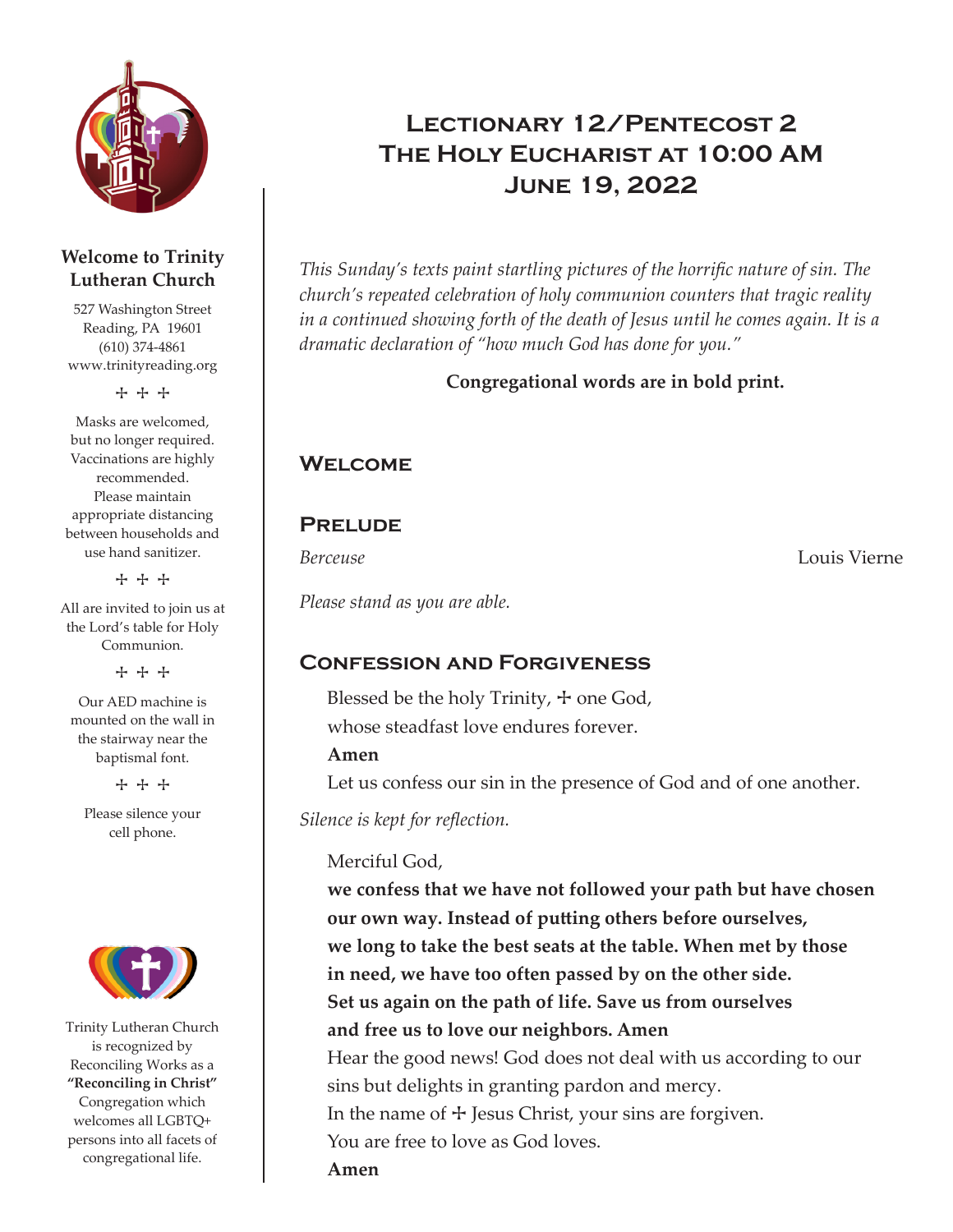# Lectionary 12/Pentecost 2
# The Holy Eucharist at 10:00 AM
# June 19, 2022

*This Sunday's texts paint startling pictures of the horrific nature of sin. The church's repeated celebration of holy communion counters that tragic reality in a continued showing forth of the death of Jesus until he comes again. It is a dramatic declaration of "how much God has done for you."*

**Congregational words are in bold print.**

## Welcome

## Prelude

*Berceuse* Louis Vierne

*Please stand as you are able.*

## Confession and Forgiveness

Blessed be the holy Trinity, ☩ one God,
whose steadfast love endures forever.
**Amen**
Let us confess our sin in the presence of God and of one another.

*Silence is kept for reflection.*

Merciful God,
**we confess that we have not followed your path but have chosen our own way. Instead of putting others before ourselves, we long to take the best seats at the table. When met by those in need, we have too often passed by on the other side. Set us again on the path of life. Save us from ourselves and free us to love our neighbors. Amen**
Hear the good news! God does not deal with us according to our sins but delights in granting pardon and mercy.
In the name of ☩ Jesus Christ, your sins are forgiven.
You are free to love as God loves.
**Amen**

**Welcome to Trinity Lutheran Church**

527 Washington Street
Reading, PA 19601
(610) 374-4861
www.trinityreading.org

☩ ☩ ☩

Masks are welcomed, but no longer required. Vaccinations are highly recommended. Please maintain appropriate distancing between households and use hand sanitizer.

☩ ☩ ☩

All are invited to join us at the Lord's table for Holy Communion.

☩ ☩ ☩

Our AED machine is mounted on the wall in the stairway near the baptismal font.

☩ ☩ ☩

Please silence your cell phone.

Trinity Lutheran Church is recognized by Reconciling Works as a **"Reconciling in Christ"** Congregation which welcomes all LGBTQ+ persons into all facets of congregational life.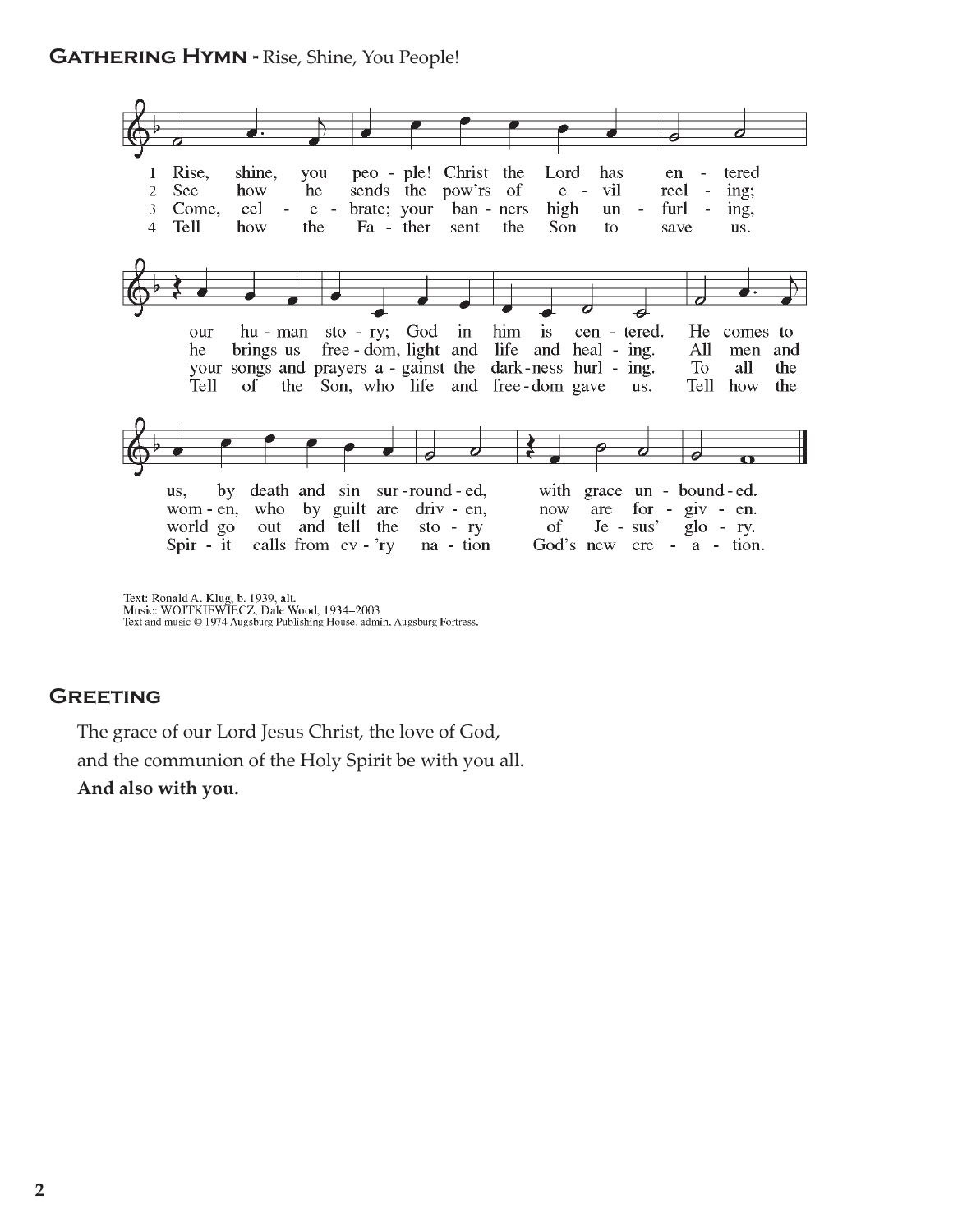## Gathering Hymn - Rise, Shine, You People!

1 Rise, shine, you people! Christ the Lord has entered our human story; God in him is centered. He comes to us, by death and sin surrounded, with grace unbounded.

2 See how he sends the pow'rs of evil reeling; he brings us freedom, light and life and healing. All men and women, who by guilt are driven, now are forgiven.

3 Come, celebrate; your banners high unfurling, your songs and prayers against the darkness hurling. To all the world go out and tell the story of Jesus' glory.

4 Tell how the Father sent the Son to save us. Tell of the Son, who life and freedom gave us. Tell how the Spirit calls from ev'ry nation God's new creation.

Text: Ronald A. Klug, b. 1939, alt.
Music: WOJTKIEWIECZ, Dale Wood, 1934–2003
Text and music © 1974 Augsburg Publishing House, admin. Augsburg Fortress.

## Greeting

The grace of our Lord Jesus Christ, the love of God,
and the communion of the Holy Spirit be with you all.
**And also with you.**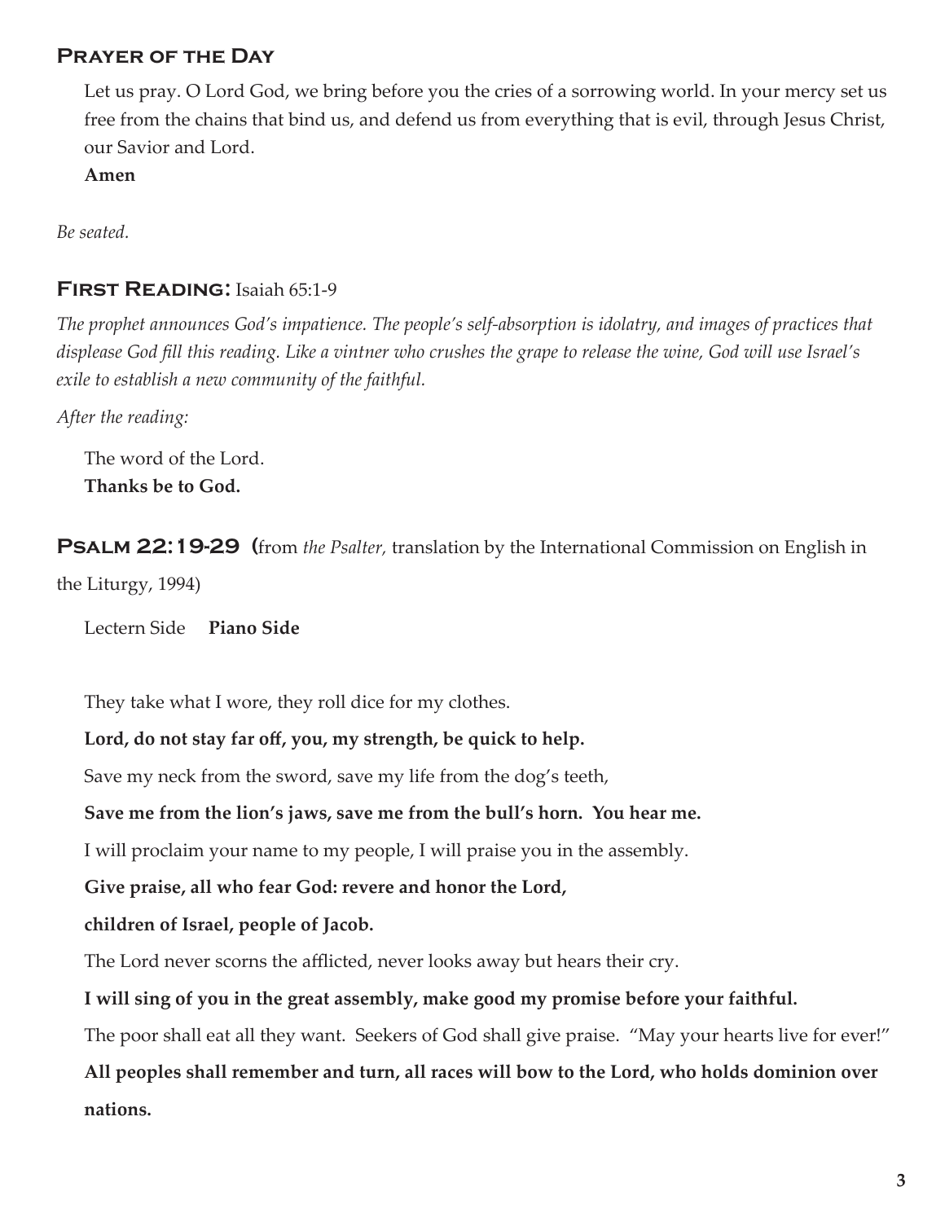## Prayer of the Day

Let us pray. O Lord God, we bring before you the cries of a sorrowing world. In your mercy set us free from the chains that bind us, and defend us from everything that is evil, through Jesus Christ, our Savior and Lord.

**Amen**

*Be seated.*

## First Reading: Isaiah 65:1-9

*The prophet announces God's impatience. The people's self-absorption is idolatry, and images of practices that displease God fill this reading. Like a vintner who crushes the grape to release the wine, God will use Israel's exile to establish a new community of the faithful.*

*After the reading:*

The word of the Lord.
**Thanks be to God.**

## Psalm 22:19-29 (from *the Psalter,* translation by the International Commission on English in the Liturgy, 1994)

Lectern Side **Piano Side**

They take what I wore, they roll dice for my clothes.

**Lord, do not stay far off, you, my strength, be quick to help.**

Save my neck from the sword, save my life from the dog's teeth,

**Save me from the lion's jaws, save me from the bull's horn. You hear me.**

I will proclaim your name to my people, I will praise you in the assembly.

**Give praise, all who fear God: revere and honor the Lord,**

**children of Israel, people of Jacob.**

The Lord never scorns the afflicted, never looks away but hears their cry.

**I will sing of you in the great assembly, make good my promise before your faithful.**

The poor shall eat all they want. Seekers of God shall give praise. "May your hearts live for ever!"

**All peoples shall remember and turn, all races will bow to the Lord, who holds dominion over nations.**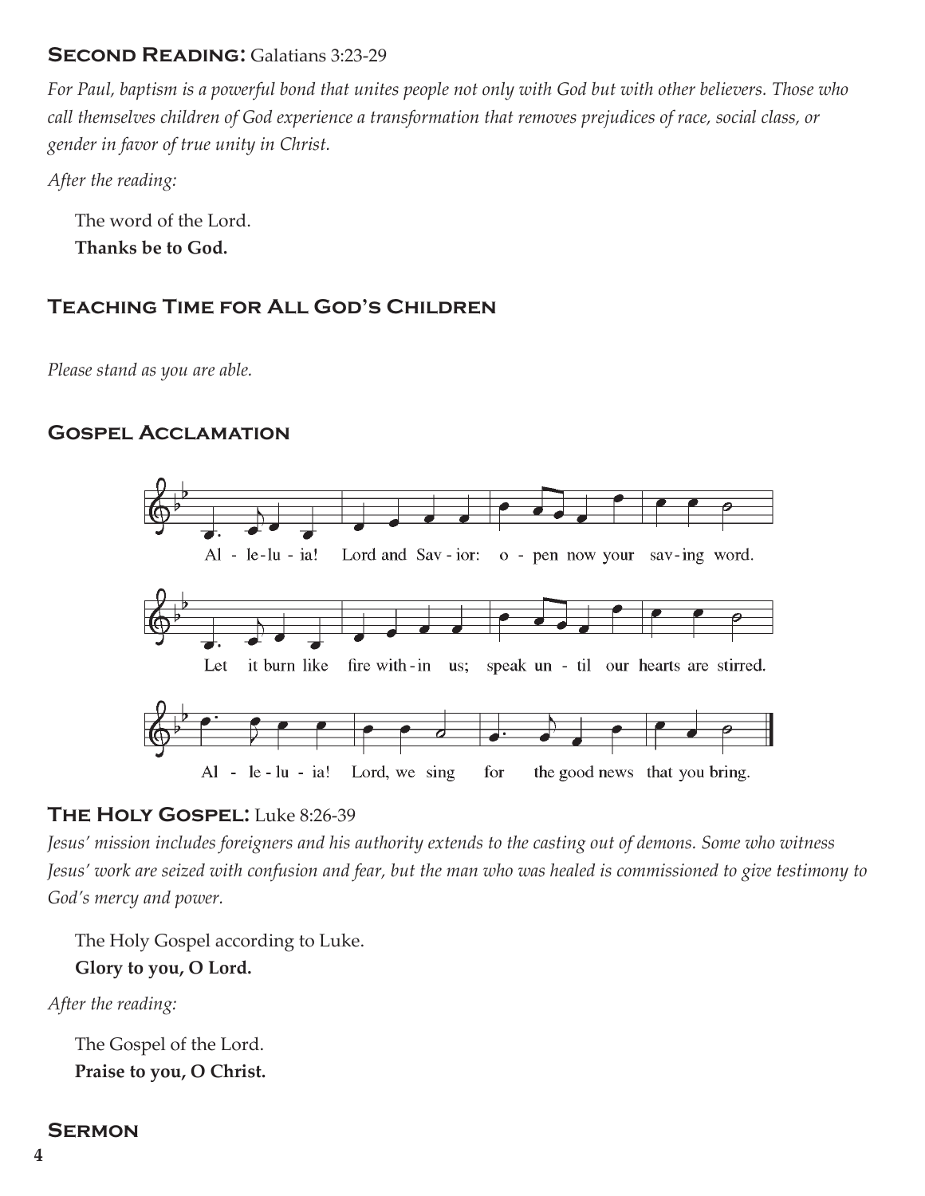## Second Reading: Galatians 3:23-29

*For Paul, baptism is a powerful bond that unites people not only with God but with other believers. Those who call themselves children of God experience a transformation that removes prejudices of race, social class, or gender in favor of true unity in Christ.*

*After the reading:*

The word of the Lord.
**Thanks be to God.**

## Teaching Time for All God's Children

*Please stand as you are able.*

## Gospel Acclamation

Al - le-lu - ia! Lord and Sav - ior: o - pen now your sav-ing word.
Let it burn like fire with-in us; speak un - til our hearts are stirred.
Al - le - lu - ia! Lord, we sing for the good news that you bring.

## The Holy Gospel: Luke 8:26-39

*Jesus' mission includes foreigners and his authority extends to the casting out of demons. Some who witness Jesus' work are seized with confusion and fear, but the man who was healed is commissioned to give testimony to God's mercy and power.*

The Holy Gospel according to Luke.
**Glory to you, O Lord.**

*After the reading:*

The Gospel of the Lord.
**Praise to you, O Christ.**

## Sermon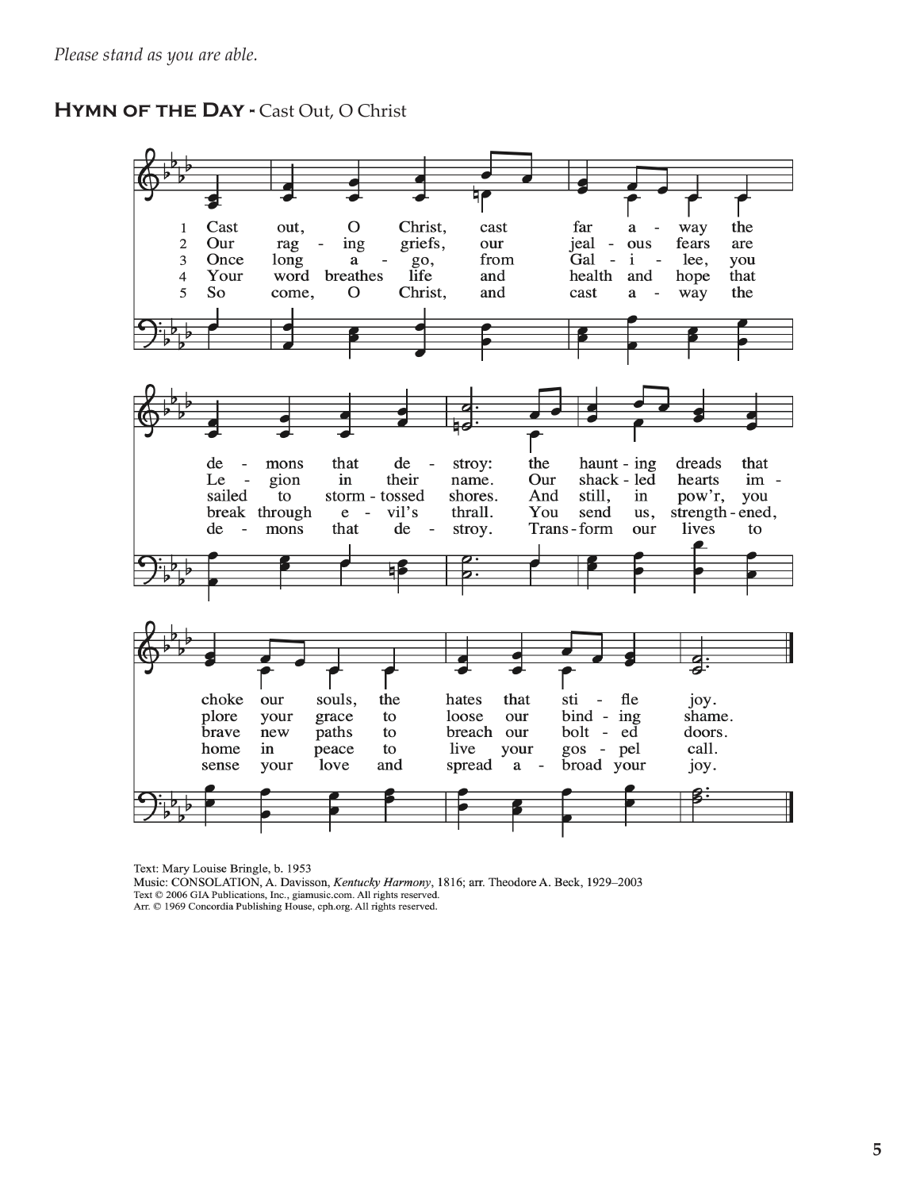*Please stand as you are able.*

## Hymn of the Day - Cast Out, O Christ

1. Cast out, O Christ, cast far away the demons that destroy: the haunting dreads that choke our souls, the hates that stifle joy.
2. Our raging griefs, our jealous fears are Legion in their name. Our shackled hearts implore your grace to loose our binding shame.
3. Once long ago, from Galilee, you sailed to storm-tossed shores. And still, in pow'r, you brave new paths to breach our bolted doors.
4. Your word breathes life and health and hope that break through evil's thrall. You send us, strength-ened, home in peace to live your gospel call.
5. So come, O Christ, and cast away the demons that destroy. Transform our lives to sense your love and spread abroad your joy.

Text: Mary Louise Bringle, b. 1953
Music: CONSOLATION, A. Davisson, *Kentucky Harmony*, 1816; arr. Theodore A. Beck, 1929–2003
Text © 2006 GIA Publications, Inc., giamusic.com. All rights reserved.
Arr. © 1969 Concordia Publishing House, cph.org. All rights reserved.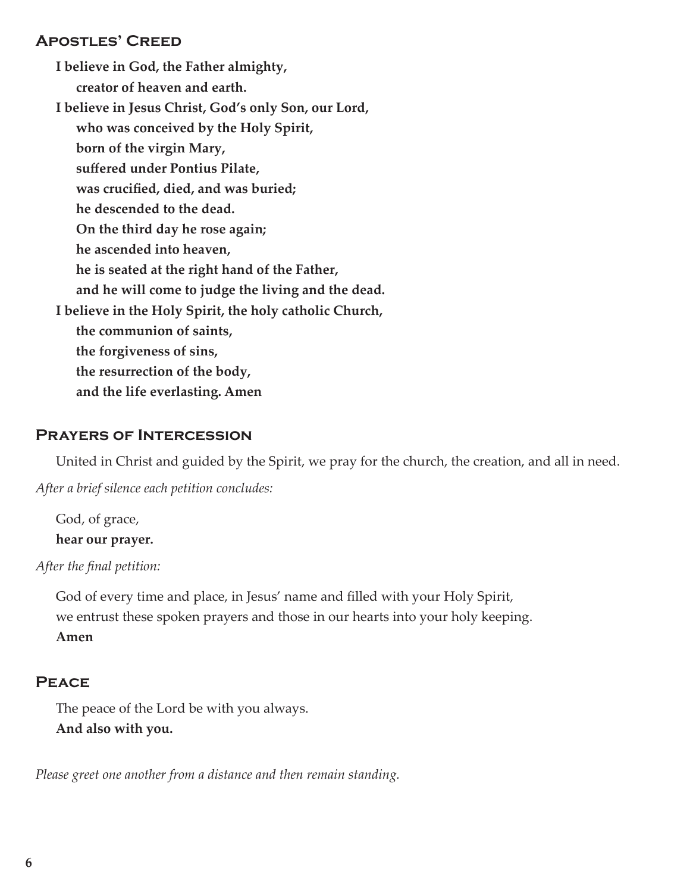## Apostles' Creed

**I believe in God, the Father almighty,**
**creator of heaven and earth.**
**I believe in Jesus Christ, God's only Son, our Lord,**
**who was conceived by the Holy Spirit,**
**born of the virgin Mary,**
**suffered under Pontius Pilate,**
**was crucified, died, and was buried;**
**he descended to the dead.**
**On the third day he rose again;**
**he ascended into heaven,**
**he is seated at the right hand of the Father,**
**and he will come to judge the living and the dead.**
**I believe in the Holy Spirit, the holy catholic Church,**
**the communion of saints,**
**the forgiveness of sins,**
**the resurrection of the body,**
**and the life everlasting. Amen**

## Prayers of Intercession

United in Christ and guided by the Spirit, we pray for the church, the creation, and all in need.

*After a brief silence each petition concludes:*

God, of grace,
**hear our prayer.**

*After the final petition:*

God of every time and place, in Jesus' name and filled with your Holy Spirit,
we entrust these spoken prayers and those in our hearts into your holy keeping.
**Amen**

## Peace

The peace of the Lord be with you always.
**And also with you.**

*Please greet one another from a distance and then remain standing.*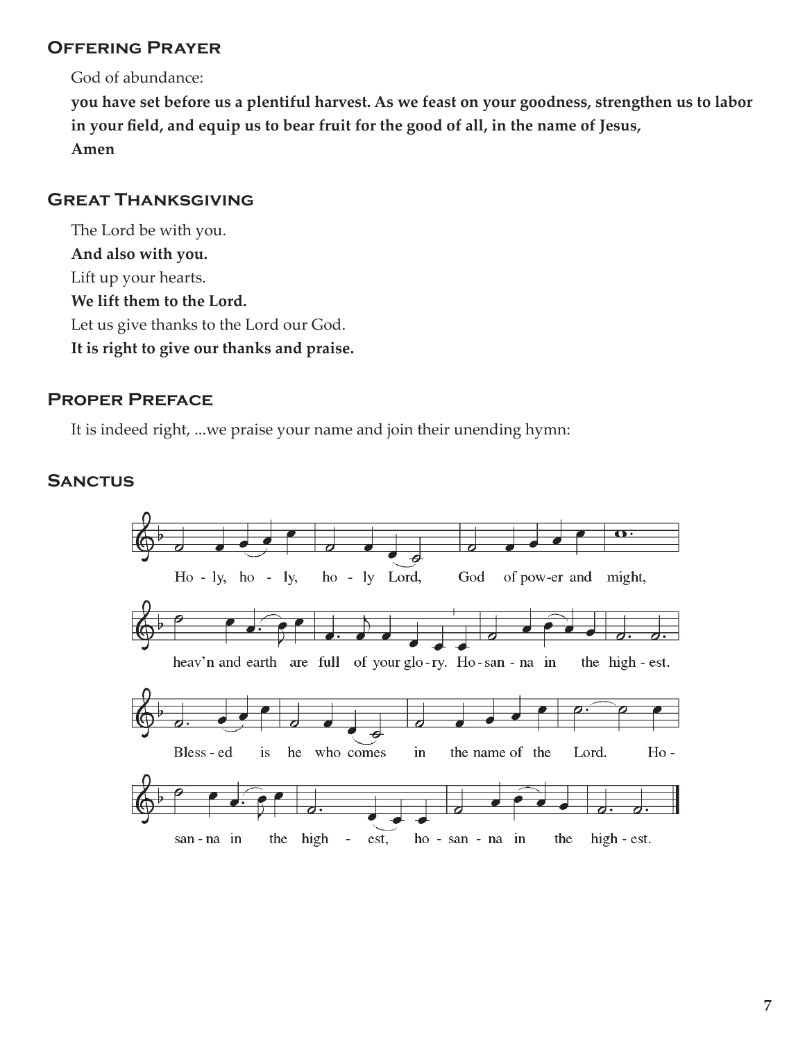## Offering Prayer

God of abundance:

**you have set before us a plentiful harvest. As we feast on your goodness, strengthen us to labor in your field, and equip us to bear fruit for the good of all, in the name of Jesus,**

**Amen**

## Great Thanksgiving

The Lord be with you.

**And also with you.**

Lift up your hearts.

**We lift them to the Lord.**

Let us give thanks to the Lord our God.

**It is right to give our thanks and praise.**

## Proper Preface

It is indeed right, ...we praise your name and join their unending hymn:

## Sanctus

Ho - ly, ho - ly, ho - ly Lord, God of pow-er and might,

heav'n and earth are full of your glo-ry. Ho-san - na in the high - est.

Bless - ed is he who comes in the name of the Lord. Ho -

san - na in the high - est, ho - san - na in the high - est.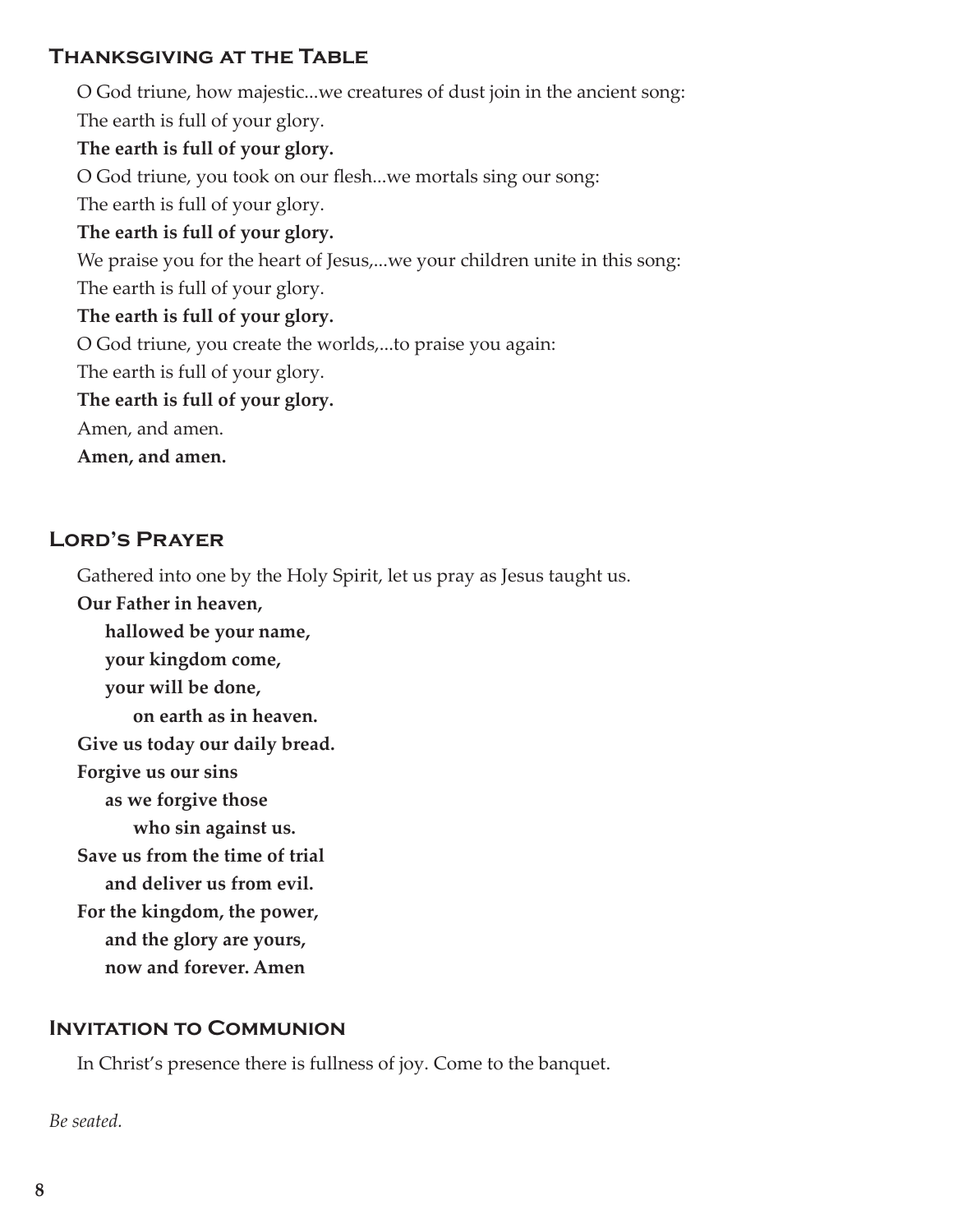## Thanksgiving at the Table

O God triune, how majestic...we creatures of dust join in the ancient song:

The earth is full of your glory.

**The earth is full of your glory.**

O God triune, you took on our flesh...we mortals sing our song:

The earth is full of your glory.

**The earth is full of your glory.**

We praise you for the heart of Jesus,...we your children unite in this song:

The earth is full of your glory.

**The earth is full of your glory.**

O God triune, you create the worlds,...to praise you again:

The earth is full of your glory.

**The earth is full of your glory.**

Amen, and amen.

**Amen, and amen.**

## Lord's Prayer

Gathered into one by the Holy Spirit, let us pray as Jesus taught us.

**Our Father in heaven,**
**hallowed be your name,**
**your kingdom come,**
**your will be done,**
**on earth as in heaven.**
**Give us today our daily bread.**
**Forgive us our sins**
**as we forgive those**
**who sin against us.**
**Save us from the time of trial**
**and deliver us from evil.**
**For the kingdom, the power,**
**and the glory are yours,**
**now and forever. Amen**

## Invitation to Communion

In Christ's presence there is fullness of joy. Come to the banquet.

*Be seated.*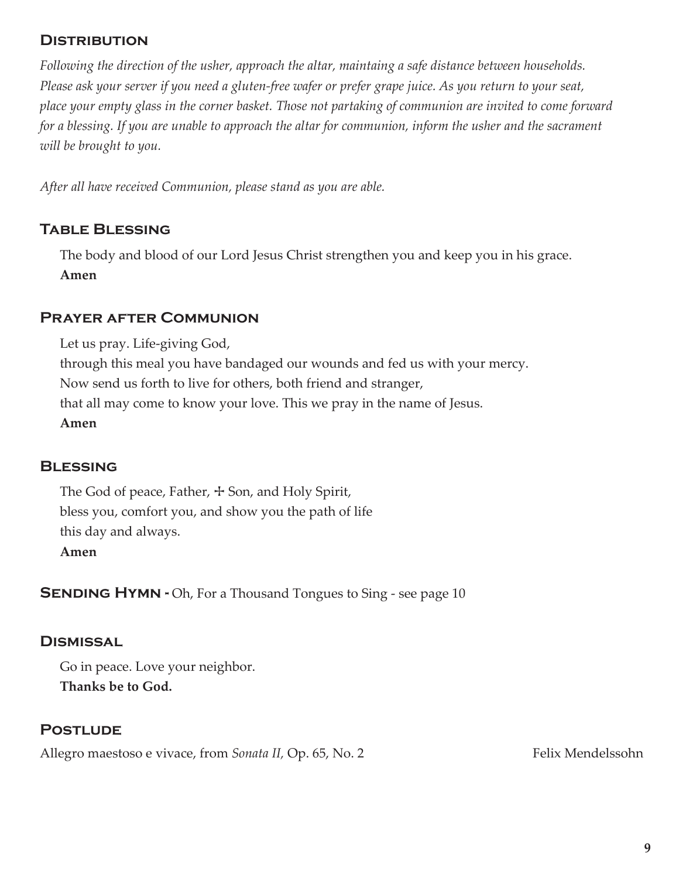## Distribution

*Following the direction of the usher, approach the altar, maintaing a safe distance between households. Please ask your server if you need a gluten-free wafer or prefer grape juice. As you return to your seat, place your empty glass in the corner basket. Those not partaking of communion are invited to come forward for a blessing. If you are unable to approach the altar for communion, inform the usher and the sacrament will be brought to you.*

*After all have received Communion, please stand as you are able.*

## Table Blessing

The body and blood of our Lord Jesus Christ strengthen you and keep you in his grace.
**Amen**

## Prayer after Communion

Let us pray. Life-giving God,
through this meal you have bandaged our wounds and fed us with your mercy.
Now send us forth to live for others, both friend and stranger,
that all may come to know your love. This we pray in the name of Jesus.
**Amen**

## Blessing

The God of peace, Father, ☩ Son, and Holy Spirit,
bless you, comfort you, and show you the path of life
this day and always.
**Amen**

**Sending Hymn -** Oh, For a Thousand Tongues to Sing - see page 10

## Dismissal

Go in peace. Love your neighbor.
**Thanks be to God.**

## Postlude

Allegro maestoso e vivace, from *Sonata II,* Op. 65, No. 2 — Felix Mendelssohn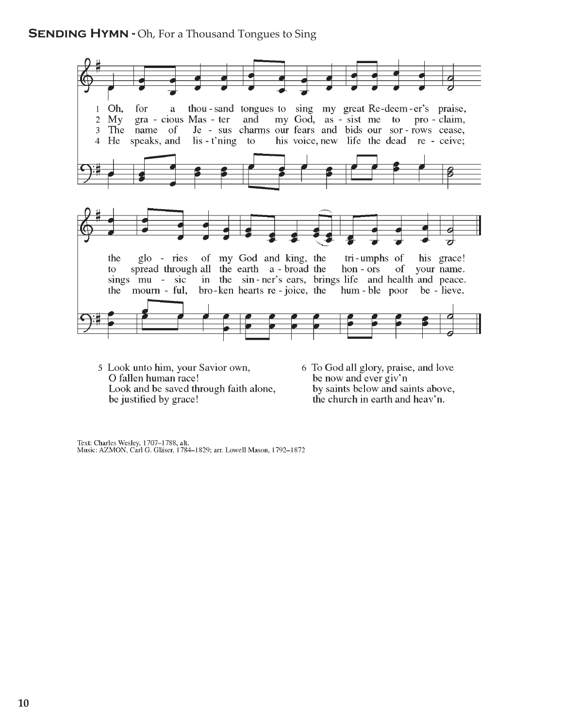**Sending Hymn -** Oh, For a Thousand Tongues to Sing

1 Oh, for a thou-sand tongues to sing my great Re-deem-er's praise, the glo-ries of my God and king, the tri-umphs of his grace!

2 My gra-cious Mas-ter and my God, as-sist me to pro-claim, to spread through all the earth a-broad the hon-ors of your name.

3 The name of Je-sus charms our fears and bids our sor-rows cease, sings mu-sic in the sin-ner's ears, brings life and health and peace.

4 He speaks, and lis-t'ning to his voice, new life the dead re-ceive; the mourn-ful, bro-ken hearts re-joice, the hum-ble poor be-lieve.

5 Look unto him, your Savior own,
O fallen human race!
Look and be saved through faith alone,
be justified by grace!

6 To God all glory, praise, and love
be now and ever giv'n
by saints below and saints above,
the church in earth and heav'n.

Text: Charles Wesley, 1707–1788, alt.
Music: AZMON, Carl G. Gläser, 1784–1829; arr. Lowell Mason, 1792–1872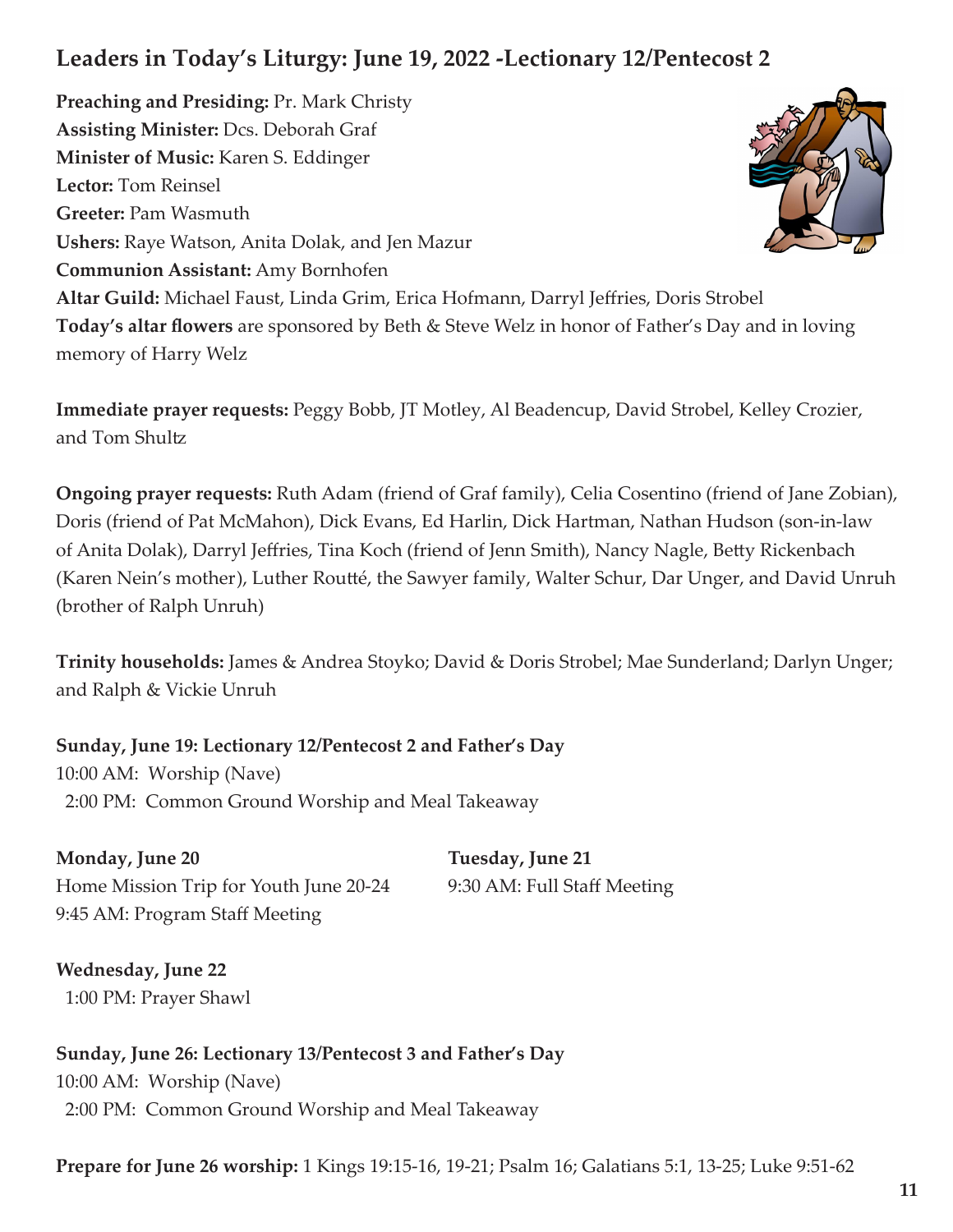## Leaders in Today's Liturgy: June 19, 2022 -Lectionary 12/Pentecost 2

**Preaching and Presiding:** Pr. Mark Christy
**Assisting Minister:** Dcs. Deborah Graf
**Minister of Music:** Karen S. Eddinger
**Lector:** Tom Reinsel
**Greeter:** Pam Wasmuth
**Ushers:** Raye Watson, Anita Dolak, and Jen Mazur
**Communion Assistant:** Amy Bornhofen
**Altar Guild:** Michael Faust, Linda Grim, Erica Hofmann, Darryl Jeffries, Doris Strobel
**Today's altar flowers** are sponsored by Beth & Steve Welz in honor of Father's Day and in loving memory of Harry Welz

**Immediate prayer requests:** Peggy Bobb, JT Motley, Al Beadencup, David Strobel, Kelley Crozier, and Tom Shultz

**Ongoing prayer requests:** Ruth Adam (friend of Graf family), Celia Cosentino (friend of Jane Zobian), Doris (friend of Pat McMahon), Dick Evans, Ed Harlin, Dick Hartman, Nathan Hudson (son-in-law of Anita Dolak), Darryl Jeffries, Tina Koch (friend of Jenn Smith), Nancy Nagle, Betty Rickenbach (Karen Nein's mother), Luther Routté, the Sawyer family, Walter Schur, Dar Unger, and David Unruh (brother of Ralph Unruh)

**Trinity households:** James & Andrea Stoyko; David & Doris Strobel; Mae Sunderland; Darlyn Unger; and Ralph & Vickie Unruh

**Sunday, June 19: Lectionary 12/Pentecost 2 and Father's Day**
10:00 AM: Worship (Nave)
2:00 PM: Common Ground Worship and Meal Takeaway

**Monday, June 20**
Home Mission Trip for Youth June 20-24
9:45 AM: Program Staff Meeting

**Tuesday, June 21**
9:30 AM: Full Staff Meeting

**Wednesday, June 22**
1:00 PM: Prayer Shawl

**Sunday, June 26: Lectionary 13/Pentecost 3 and Father's Day**
10:00 AM: Worship (Nave)
2:00 PM: Common Ground Worship and Meal Takeaway

**Prepare for June 26 worship:** 1 Kings 19:15-16, 19-21; Psalm 16; Galatians 5:1, 13-25; Luke 9:51-62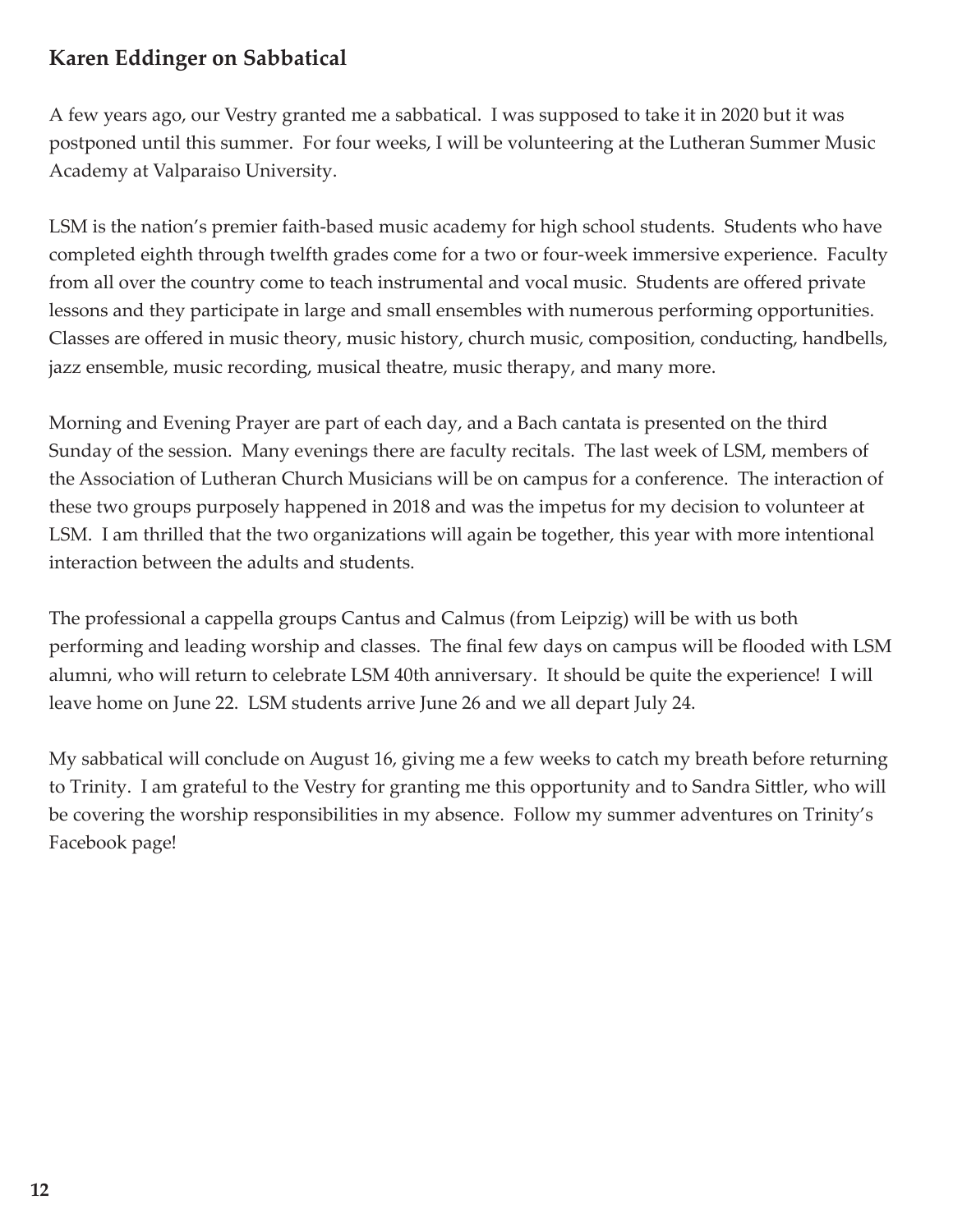## Karen Eddinger on Sabbatical

A few years ago, our Vestry granted me a sabbatical. I was supposed to take it in 2020 but it was postponed until this summer. For four weeks, I will be volunteering at the Lutheran Summer Music Academy at Valparaiso University.

LSM is the nation's premier faith-based music academy for high school students. Students who have completed eighth through twelfth grades come for a two or four-week immersive experience. Faculty from all over the country come to teach instrumental and vocal music. Students are offered private lessons and they participate in large and small ensembles with numerous performing opportunities. Classes are offered in music theory, music history, church music, composition, conducting, handbells, jazz ensemble, music recording, musical theatre, music therapy, and many more.

Morning and Evening Prayer are part of each day, and a Bach cantata is presented on the third Sunday of the session. Many evenings there are faculty recitals. The last week of LSM, members of the Association of Lutheran Church Musicians will be on campus for a conference. The interaction of these two groups purposely happened in 2018 and was the impetus for my decision to volunteer at LSM. I am thrilled that the two organizations will again be together, this year with more intentional interaction between the adults and students.

The professional a cappella groups Cantus and Calmus (from Leipzig) will be with us both performing and leading worship and classes. The final few days on campus will be flooded with LSM alumni, who will return to celebrate LSM 40th anniversary. It should be quite the experience! I will leave home on June 22. LSM students arrive June 26 and we all depart July 24.

My sabbatical will conclude on August 16, giving me a few weeks to catch my breath before returning to Trinity. I am grateful to the Vestry for granting me this opportunity and to Sandra Sittler, who will be covering the worship responsibilities in my absence. Follow my summer adventures on Trinity's Facebook page!